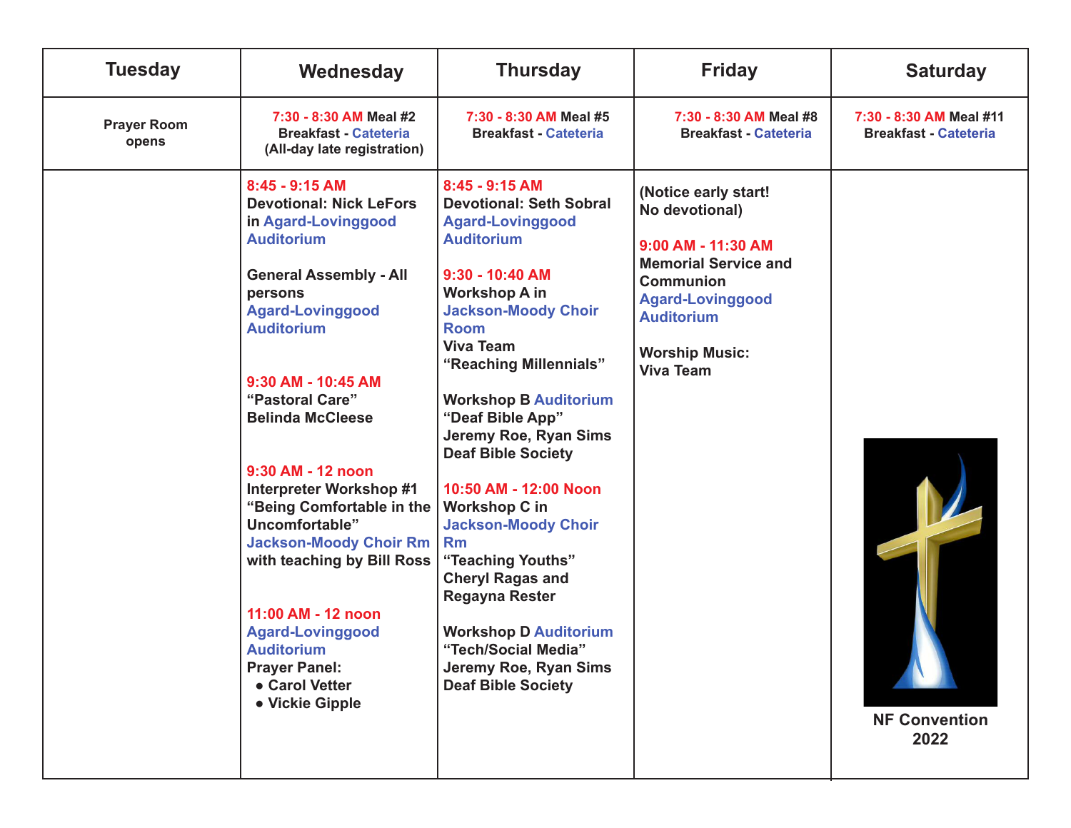| Tuesday | Wednesday | Thursday | Friday | Saturday |
| --- | --- | --- | --- | --- |
| Prayer Room opens | 7:30 - 8:30 AM Meal #2 Breakfast - Cateteria (All-day late registration) | 7:30 - 8:30 AM Meal #5 Breakfast - Cateteria | 7:30 - 8:30 AM Meal #8 Breakfast - Cateteria | 7:30 - 8:30 AM Meal #11 Breakfast - Cateteria |
| | 8:45 - 9:15 AM<br>Devotional: Nick LeFors in Agard-Loving­good Auditorium<br><br>General Assembly - All persons Agard-Lovinggood Auditorium<br><br>9:30 AM - 10:45 AM<br>"Pastoral Care"<br>Belinda McCleese<br><br>9:30 AM - 12 noon<br>Interpreter Workshop #1<br>"Being Comfortable in the Uncomfortable"<br>Jackson-Moody Choir Rm with teaching by Bill Ross<br><br>11:00 AM - 12 noon<br>Agard-Lovinggood Auditorium<br>Prayer Panel:<br>• Carol Vetter<br>• Vickie Gipple | 8:45 - 9:15 AM<br>Devotional: Seth Sobral Agard-Lovinggood Auditorium<br><br>9:30 - 10:40 AM<br>Workshop A in Jackson-Moody Choir Room<br>Viva Team<br>"Reaching Millennials"<br><br>Workshop B Auditorium<br>"Deaf Bible App"<br>Jeremy Roe, Ryan Sims<br>Deaf Bible Society<br><br>10:50 AM - 12:00 Noon<br>Workshop C in Jackson-Moody Choir Rm<br>"Teaching Youths"<br>Cheryl Ragas and Regayna Rester<br><br>Workshop D Auditorium<br>"Tech/Social Media"<br>Jeremy Roe, Ryan Sims<br>Deaf Bible Society | (Notice early start! No devotional)<br><br>9:00 AM - 11:30 AM<br>Memorial Service and Communion<br>Agard-Lovinggood Auditorium<br><br>Worship Music:<br>Viva Team | NF Convention 2022 |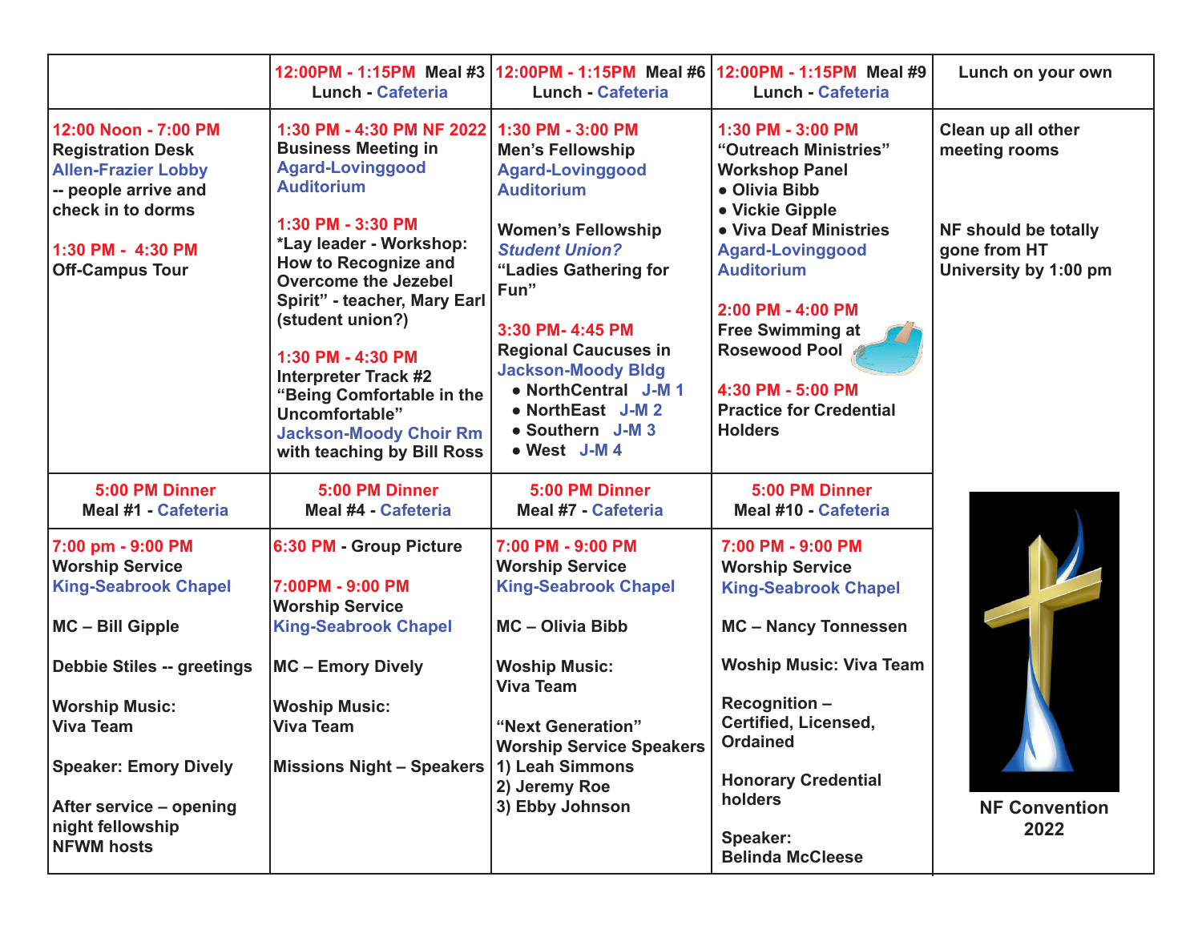| | | | | |
|---|---|---|---|---|
| | 12:00PM - 1:15PM Meal #3<br>Lunch - Cafeteria | 12:00PM - 1:15PM Meal #6<br>Lunch - Cafeteria | 12:00PM - 1:15PM Meal #9<br>Lunch - Cafeteria | Lunch on your own |
| 12:00 Noon - 7:00 PM<br>Registration Desk<br>Allen-Frazier Lobby<br>-- people arrive and check in to dorms<br><br>1:30 PM - 4:30 PM<br>Off-Campus Tour | 1:30 PM - 4:30 PM NF 2022<br>Business Meeting in<br>Agard-Lovinggood Auditorium<br><br>1:30 PM - 3:30 PM<br>*Lay leader - Workshop: How to Recognize and Overcome the Jezebel Spirit" - teacher, Mary Earl (student union?)<br><br>1:30 PM - 4:30 PM<br>Interpreter Track #2<br>"Being Comfortable in the Uncomfortable"<br>Jackson-Moody Choir Rm<br>with teaching by Bill Ross | 1:30 PM - 3:00 PM<br>Men's Fellowship<br>Agard-Lovinggood Auditorium<br><br>Women's Fellowship<br>*Student Union?*<br>"Ladies Gathering for Fun"<br><br>3:30 PM- 4:45 PM<br>Regional Caucuses in<br>Jackson-Moody Bldg<br>• NorthCentral J-M 1<br>• NorthEast J-M 2<br>• Southern J-M 3<br>• West J-M 4 | 1:30 PM - 3:00 PM<br>"Outreach Ministries" Workshop Panel<br>• Olivia Bibb<br>• Vickie Gipple<br>• Viva Deaf Ministries<br>Agard-Lovinggood Auditorium<br><br>2:00 PM - 4:00 PM<br>Free Swimming at Rosewood Pool<br><br>4:30 PM - 5:00 PM<br>Practice for Credential Holders | Clean up all other meeting rooms<br><br>NF should be totally gone from HT University by 1:00 pm |
| 5:00 PM Dinner<br>Meal #1 - Cafeteria | 5:00 PM Dinner<br>Meal #4 - Cafeteria | 5:00 PM Dinner<br>Meal #7 - Cafeteria | 5:00 PM Dinner<br>Meal #10 - Cafeteria | |
| 7:00 pm - 9:00 PM<br>Worship Service<br>King-Seabrook Chapel<br><br>MC – Bill Gipple<br><br>Debbie Stiles -- greetings<br><br>Worship Music:<br>Viva Team<br><br>Speaker: Emory Dively<br><br>After service – opening night fellowship<br>NFWM hosts | 6:30 PM - Group Picture<br><br>7:00PM - 9:00 PM<br>Worship Service<br>King-Seabrook Chapel<br><br>MC – Emory Dively<br><br>Woship Music:<br>Viva Team<br><br>Missions Night – Speakers | 7:00 PM - 9:00 PM<br>Worship Service<br>King-Seabrook Chapel<br><br>MC – Olivia Bibb<br><br>Woship Music:<br>Viva Team<br><br>"Next Generation" Worship Service Speakers<br>1) Leah Simmons<br>2) Jeremy Roe<br>3) Ebby Johnson | 7:00 PM - 9:00 PM<br>Worship Service<br>King-Seabrook Chapel<br><br>MC – Nancy Tonnessen<br><br>Woship Music: Viva Team<br><br>Recognition – Certified, Licensed, Ordained<br><br>Honorary Credential holders<br><br>Speaker:<br>Belinda McCleese | NF Convention 2022 |